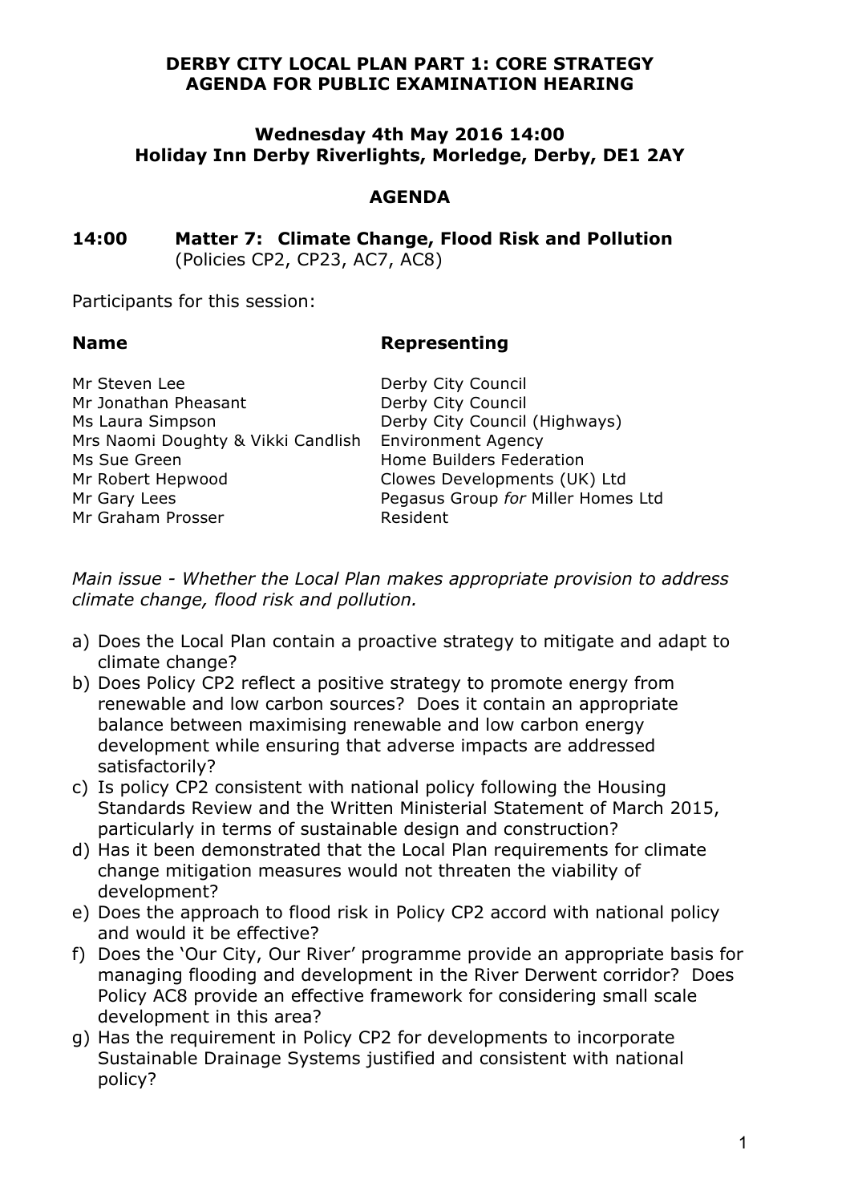**DERBY CITY LOCAL PLAN PART 1: CORE STRATEGY**
**AGENDA FOR PUBLIC EXAMINATION HEARING**

**Wednesday 4th May 2016 14:00**
**Holiday Inn Derby Riverlights, Morledge, Derby, DE1 2AY**

**AGENDA**

**14:00 Matter 7: Climate Change, Flood Risk and Pollution**
(Policies CP2, CP23, AC7, AC8)

Participants for this session:

| **Name** | **Representing** |
|---|---|
| Mr Steven Lee | Derby City Council |
| Mr Jonathan Pheasant | Derby City Council |
| Ms Laura Simpson | Derby City Council (Highways) |
| Mrs Naomi Doughty & Vikki Candlish | Environment Agency |
| Ms Sue Green | Home Builders Federation |
| Mr Robert Hepwood | Clowes Developments (UK) Ltd |
| Mr Gary Lees | Pegasus Group *for* Miller Homes Ltd |
| Mr Graham Prosser | Resident |

*Main issue - Whether the Local Plan makes appropriate provision to address climate change, flood risk and pollution.*

a) Does the Local Plan contain a proactive strategy to mitigate and adapt to climate change?
b) Does Policy CP2 reflect a positive strategy to promote energy from renewable and low carbon sources? Does it contain an appropriate balance between maximising renewable and low carbon energy development while ensuring that adverse impacts are addressed satisfactorily?
c) Is policy CP2 consistent with national policy following the Housing Standards Review and the Written Ministerial Statement of March 2015, particularly in terms of sustainable design and construction?
d) Has it been demonstrated that the Local Plan requirements for climate change mitigation measures would not threaten the viability of development?
e) Does the approach to flood risk in Policy CP2 accord with national policy and would it be effective?
f) Does the 'Our City, Our River' programme provide an appropriate basis for managing flooding and development in the River Derwent corridor? Does Policy AC8 provide an effective framework for considering small scale development in this area?
g) Has the requirement in Policy CP2 for developments to incorporate Sustainable Drainage Systems justified and consistent with national policy?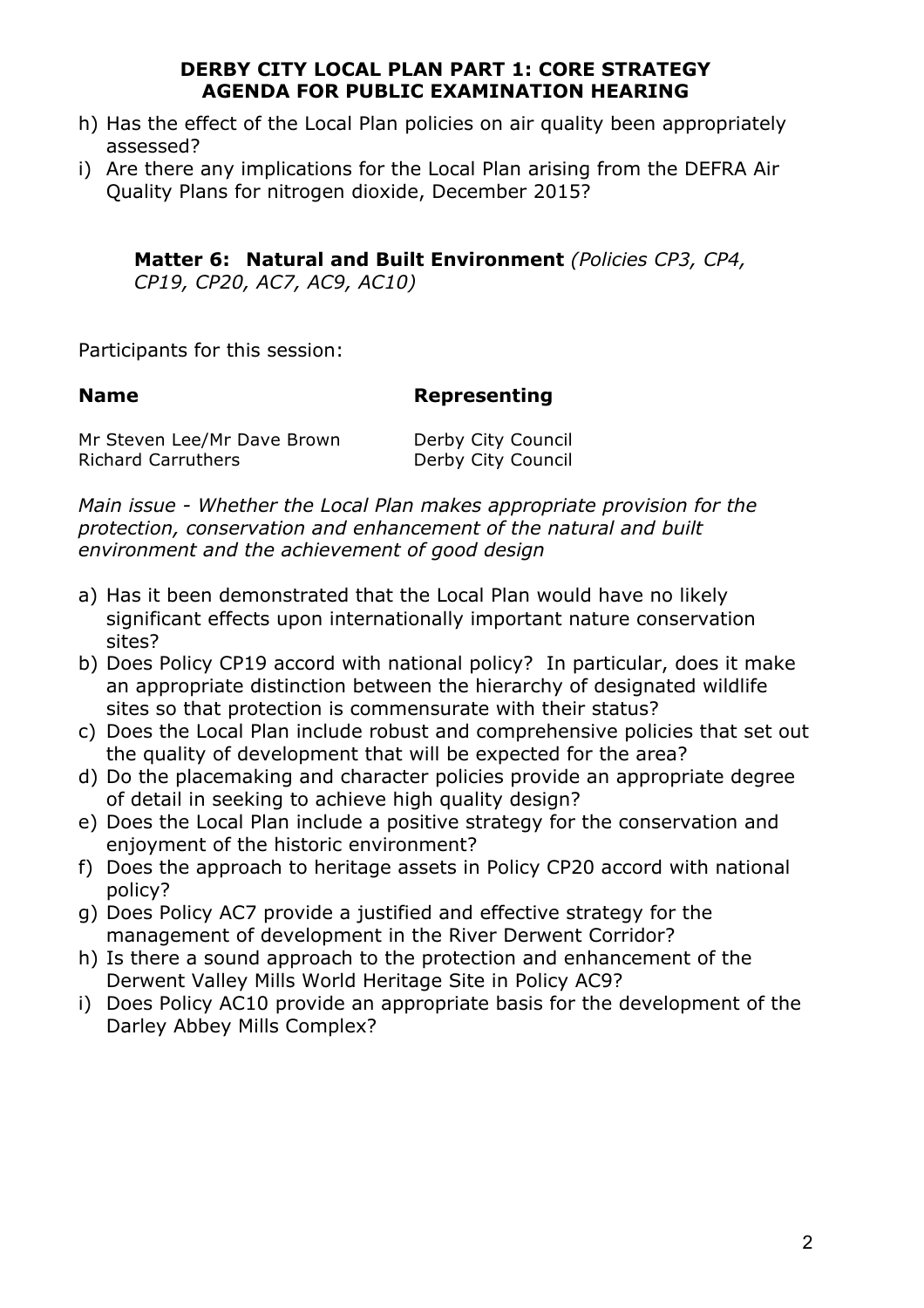h) Has the effect of the Local Plan policies on air quality been appropriately assessed?
i) Are there any implications for the Local Plan arising from the DEFRA Air Quality Plans for nitrogen dioxide, December 2015?

### Matter 6: Natural and Built Environment *(Policies CP3, CP4, CP19, CP20, AC7, AC9, AC10)*

Participants for this session:

| **Name** | **Representing** |
| --- | --- |
| Mr Steven Lee/Mr Dave Brown | Derby City Council |
| Richard Carruthers | Derby City Council |

*Main issue - Whether the Local Plan makes appropriate provision for the protection, conservation and enhancement of the natural and built environment and the achievement of good design*

a) Has it been demonstrated that the Local Plan would have no likely significant effects upon internationally important nature conservation sites?
b) Does Policy CP19 accord with national policy? In particular, does it make an appropriate distinction between the hierarchy of designated wildlife sites so that protection is commensurate with their status?
c) Does the Local Plan include robust and comprehensive policies that set out the quality of development that will be expected for the area?
d) Do the placemaking and character policies provide an appropriate degree of detail in seeking to achieve high quality design?
e) Does the Local Plan include a positive strategy for the conservation and enjoyment of the historic environment?
f) Does the approach to heritage assets in Policy CP20 accord with national policy?
g) Does Policy AC7 provide a justified and effective strategy for the management of development in the River Derwent Corridor?
h) Is there a sound approach to the protection and enhancement of the Derwent Valley Mills World Heritage Site in Policy AC9?
i) Does Policy AC10 provide an appropriate basis for the development of the Darley Abbey Mills Complex?